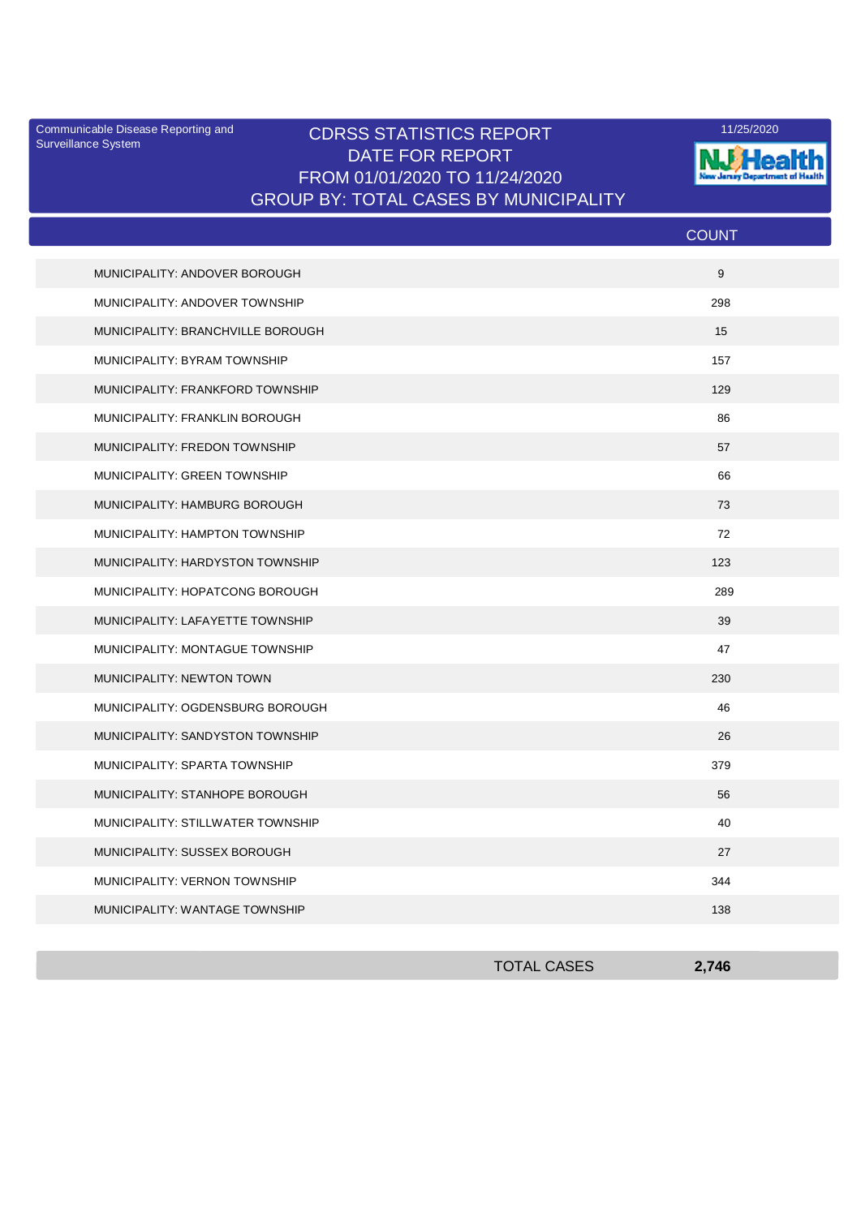Communicable Disease Reporting and Surveillance System

# CDRSS STATISTICS REPORT
## DATE FOR REPORT
## FROM 01/01/2020 TO 11/24/2020
## GROUP BY: TOTAL CASES BY MUNICIPALITY

11/25/2020

NJ Health — New Jersey Department of Health

| | COUNT |
|---|---|
| MUNICIPALITY: ANDOVER BOROUGH | 9 |
| MUNICIPALITY: ANDOVER TOWNSHIP | 298 |
| MUNICIPALITY: BRANCHVILLE BOROUGH | 15 |
| MUNICIPALITY: BYRAM TOWNSHIP | 157 |
| MUNICIPALITY: FRANKFORD TOWNSHIP | 129 |
| MUNICIPALITY: FRANKLIN BOROUGH | 86 |
| MUNICIPALITY: FREDON TOWNSHIP | 57 |
| MUNICIPALITY: GREEN TOWNSHIP | 66 |
| MUNICIPALITY: HAMBURG BOROUGH | 73 |
| MUNICIPALITY: HAMPTON TOWNSHIP | 72 |
| MUNICIPALITY: HARDYSTON TOWNSHIP | 123 |
| MUNICIPALITY: HOPATCONG BOROUGH | 289 |
| MUNICIPALITY: LAFAYETTE TOWNSHIP | 39 |
| MUNICIPALITY: MONTAGUE TOWNSHIP | 47 |
| MUNICIPALITY: NEWTON TOWN | 230 |
| MUNICIPALITY: OGDENSBURG BOROUGH | 46 |
| MUNICIPALITY: SANDYSTON TOWNSHIP | 26 |
| MUNICIPALITY: SPARTA TOWNSHIP | 379 |
| MUNICIPALITY: STANHOPE BOROUGH | 56 |
| MUNICIPALITY: STILLWATER TOWNSHIP | 40 |
| MUNICIPALITY: SUSSEX BOROUGH | 27 |
| MUNICIPALITY: VERNON TOWNSHIP | 344 |
| MUNICIPALITY: WANTAGE TOWNSHIP | 138 |
| **TOTAL CASES** | **2,746** |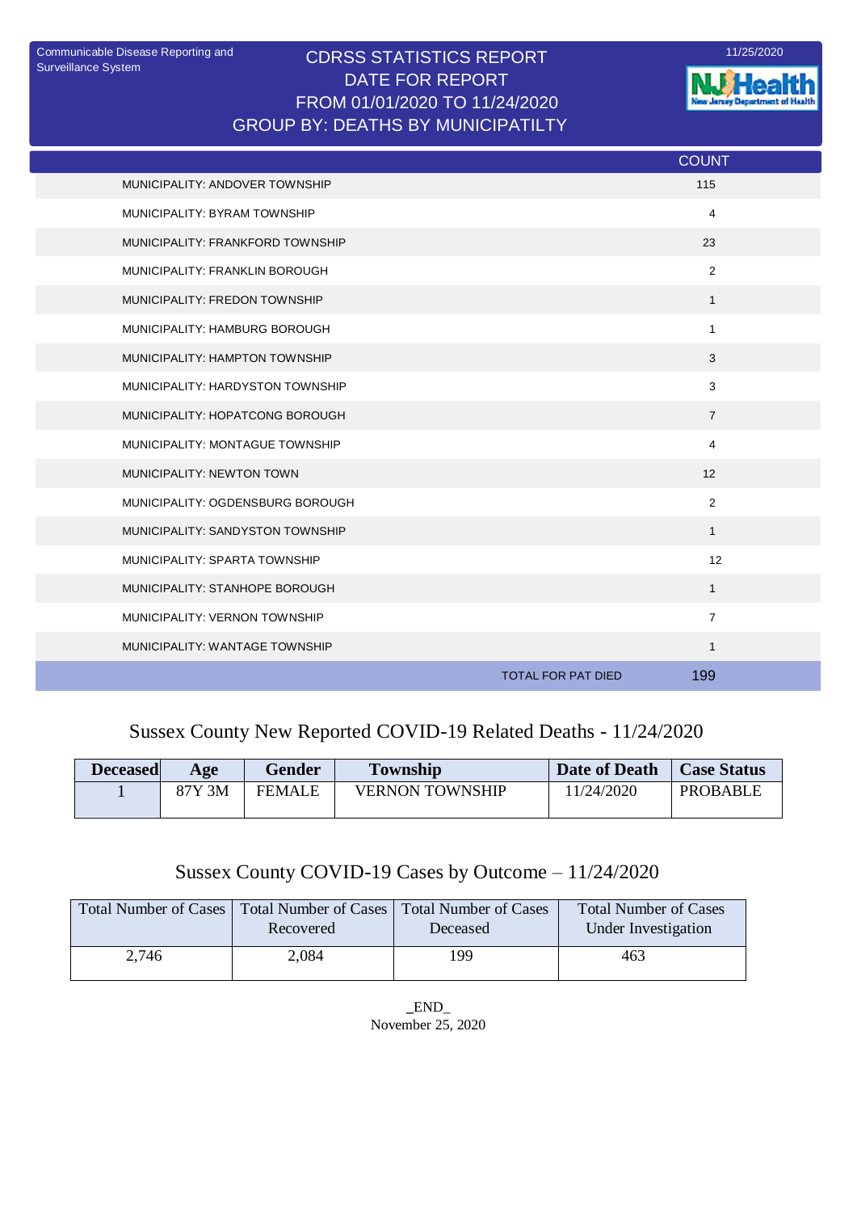Communicable Disease Reporting and Surveillance System

# CDRSS STATISTICS REPORT
## DATE FOR REPORT
## FROM 01/01/2020 TO 11/24/2020
## GROUP BY: DEATHS BY MUNICIPATILTY

11/25/2020

NJ Health New Jersey Department of Health

| | COUNT |
|---|---|
| MUNICIPALITY: ANDOVER TOWNSHIP | 115 |
| MUNICIPALITY: BYRAM TOWNSHIP | 4 |
| MUNICIPALITY: FRANKFORD TOWNSHIP | 23 |
| MUNICIPALITY: FRANKLIN BOROUGH | 2 |
| MUNICIPALITY: FREDON TOWNSHIP | 1 |
| MUNICIPALITY: HAMBURG BOROUGH | 1 |
| MUNICIPALITY: HAMPTON TOWNSHIP | 3 |
| MUNICIPALITY: HARDYSTON TOWNSHIP | 3 |
| MUNICIPALITY: HOPATCONG BOROUGH | 7 |
| MUNICIPALITY: MONTAGUE TOWNSHIP | 4 |
| MUNICIPALITY: NEWTON TOWN | 12 |
| MUNICIPALITY: OGDENSBURG BOROUGH | 2 |
| MUNICIPALITY: SANDYSTON TOWNSHIP | 1 |
| MUNICIPALITY: SPARTA TOWNSHIP | 12 |
| MUNICIPALITY: STANHOPE BOROUGH | 1 |
| MUNICIPALITY: VERNON TOWNSHIP | 7 |
| MUNICIPALITY: WANTAGE TOWNSHIP | 1 |
| TOTAL FOR PAT DIED | 199 |

## Sussex County New Reported COVID-19 Related Deaths - 11/24/2020

| Deceased | Age | Gender | Township | Date of Death | Case Status |
|---|---|---|---|---|---|
| 1 | 87Y 3M | FEMALE | VERNON TOWNSHIP | 11/24/2020 | PROBABLE |

## Sussex County COVID-19 Cases by Outcome – 11/24/2020

| Total Number of Cases | Total Number of Cases Recovered | Total Number of Cases Deceased | Total Number of Cases Under Investigation |
|---|---|---|---|
| 2,746 | 2,084 | 199 | 463 |

_END_
November 25, 2020